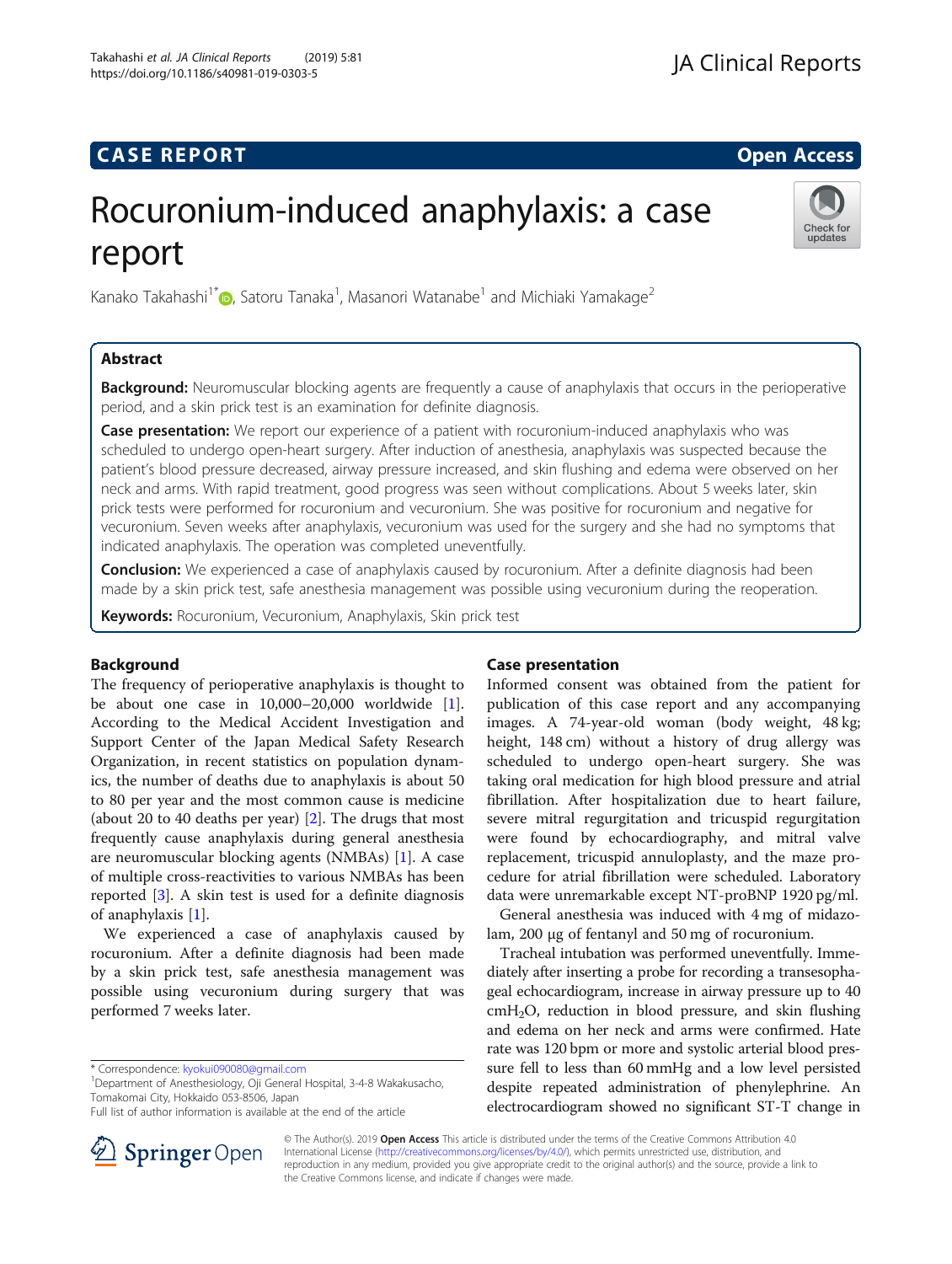CASE REPORT

Open Access

# Rocuronium-induced anaphylaxis: a case report

Kanako Takahashi[1*], Satoru Tanaka[1], Masanori Watanabe[1] and Michiaki Yamakage[2]

## Abstract

**Background:** Neuromuscular blocking agents are frequently a cause of anaphylaxis that occurs in the perioperative period, and a skin prick test is an examination for definite diagnosis.

**Case presentation:** We report our experience of a patient with rocuronium-induced anaphylaxis who was scheduled to undergo open-heart surgery. After induction of anesthesia, anaphylaxis was suspected because the patient's blood pressure decreased, airway pressure increased, and skin flushing and edema were observed on her neck and arms. With rapid treatment, good progress was seen without complications. About 5 weeks later, skin prick tests were performed for rocuronium and vecuronium. She was positive for rocuronium and negative for vecuronium. Seven weeks after anaphylaxis, vecuronium was used for the surgery and she had no symptoms that indicated anaphylaxis. The operation was completed uneventfully.

**Conclusion:** We experienced a case of anaphylaxis caused by rocuronium. After a definite diagnosis had been made by a skin prick test, safe anesthesia management was possible using vecuronium during the reoperation.

**Keywords:** Rocuronium, Vecuronium, Anaphylaxis, Skin prick test

## Background

The frequency of perioperative anaphylaxis is thought to be about one case in 10,000–20,000 worldwide [1]. According to the Medical Accident Investigation and Support Center of the Japan Medical Safety Research Organization, in recent statistics on population dynamics, the number of deaths due to anaphylaxis is about 50 to 80 per year and the most common cause is medicine (about 20 to 40 deaths per year) [2]. The drugs that most frequently cause anaphylaxis during general anesthesia are neuromuscular blocking agents (NMBAs) [1]. A case of multiple cross-reactivities to various NMBAs has been reported [3]. A skin test is used for a definite diagnosis of anaphylaxis [1].

We experienced a case of anaphylaxis caused by rocuronium. After a definite diagnosis had been made by a skin prick test, safe anesthesia management was possible using vecuronium during surgery that was performed 7 weeks later.

## Case presentation

Informed consent was obtained from the patient for publication of this case report and any accompanying images. A 74-year-old woman (body weight, 48 kg; height, 148 cm) without a history of drug allergy was scheduled to undergo open-heart surgery. She was taking oral medication for high blood pressure and atrial fibrillation. After hospitalization due to heart failure, severe mitral regurgitation and tricuspid regurgitation were found by echocardiography, and mitral valve replacement, tricuspid annuloplasty, and the maze procedure for atrial fibrillation were scheduled. Laboratory data were unremarkable except NT-proBNP 1920 pg/ml.

General anesthesia was induced with 4 mg of midazolam, 200 μg of fentanyl and 50 mg of rocuronium.

Tracheal intubation was performed uneventfully. Immediately after inserting a probe for recording a transesophageal echocardiogram, increase in airway pressure up to 40 $cmH_2O$, reduction in blood pressure, and skin flushing and edema on her neck and arms were confirmed. Hate rate was 120 bpm or more and systolic arterial blood pressure fell to less than 60 mmHg and a low level persisted despite repeated administration of phenylephrine. An electrocardiogram showed no significant ST-T change in

\* Correspondence: kyokui090080@gmail.com
[1]Department of Anesthesiology, Oji General Hospital, 3-4-8 Wakakusacho, Tomakomai City, Hokkaido 053-8506, Japan
Full list of author information is available at the end of the article

© The Author(s). 2019 **Open Access** This article is distributed under the terms of the Creative Commons Attribution 4.0 International License (http://creativecommons.org/licenses/by/4.0/), which permits unrestricted use, distribution, and reproduction in any medium, provided you give appropriate credit to the original author(s) and the source, provide a link to the Creative Commons license, and indicate if changes were made.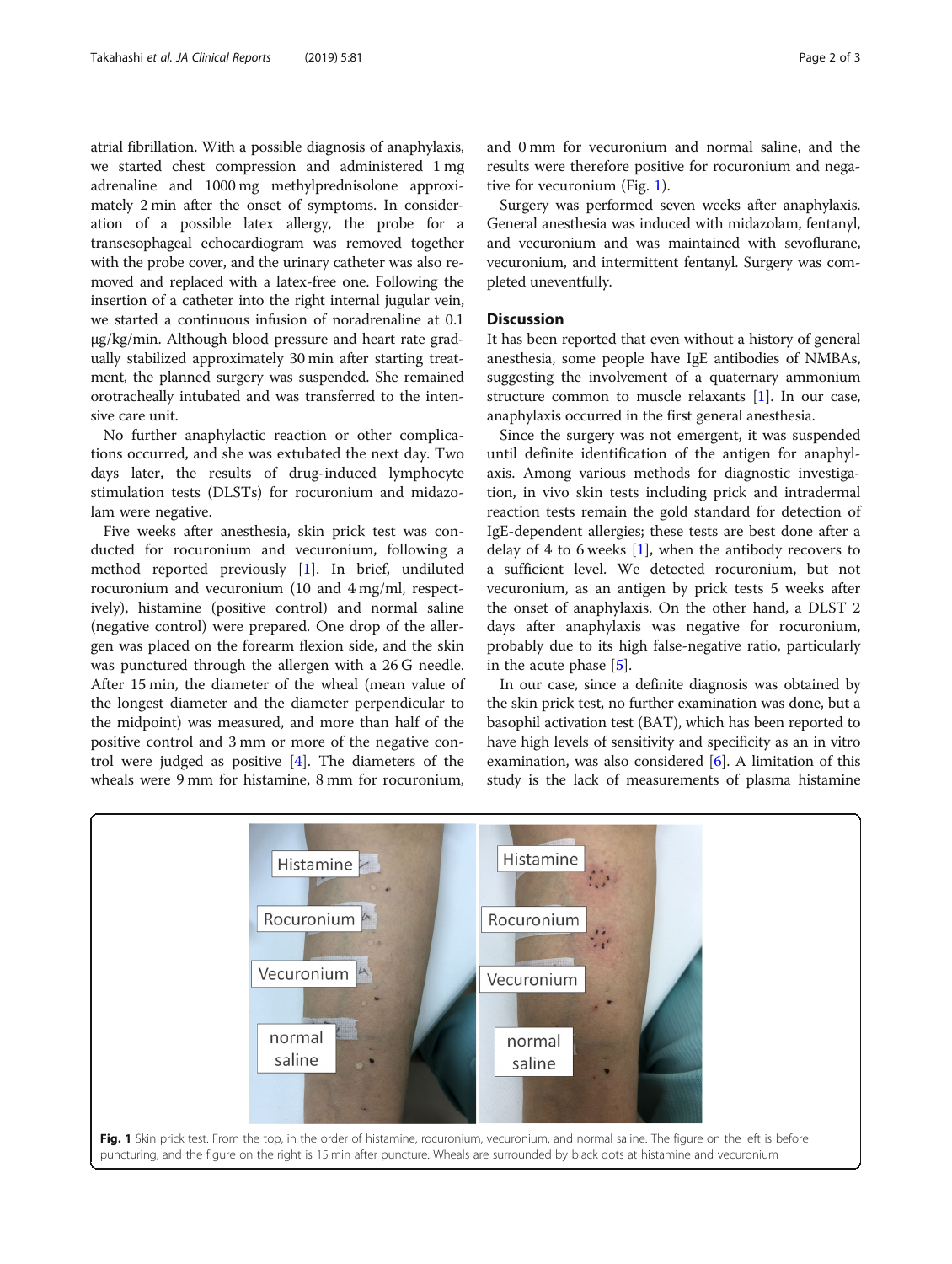atrial fibrillation. With a possible diagnosis of anaphylaxis, we started chest compression and administered 1 mg adrenaline and 1000 mg methylprednisolone approximately 2 min after the onset of symptoms. In consideration of a possible latex allergy, the probe for a transesophageal echocardiogram was removed together with the probe cover, and the urinary catheter was also removed and replaced with a latex-free one. Following the insertion of a catheter into the right internal jugular vein, we started a continuous infusion of noradrenaline at 0.1 μg/kg/min. Although blood pressure and heart rate gradually stabilized approximately 30 min after starting treatment, the planned surgery was suspended. She remained orotracheally intubated and was transferred to the intensive care unit.

No further anaphylactic reaction or other complications occurred, and she was extubated the next day. Two days later, the results of drug-induced lymphocyte stimulation tests (DLSTs) for rocuronium and midazolam were negative.

Five weeks after anesthesia, skin prick test was conducted for rocuronium and vecuronium, following a method reported previously [1]. In brief, undiluted rocuronium and vecuronium (10 and 4 mg/ml, respectively), histamine (positive control) and normal saline (negative control) were prepared. One drop of the allergen was placed on the forearm flexion side, and the skin was punctured through the allergen with a 26 G needle. After 15 min, the diameter of the wheal (mean value of the longest diameter and the diameter perpendicular to the midpoint) was measured, and more than half of the positive control and 3 mm or more of the negative control were judged as positive [4]. The diameters of the wheals were 9 mm for histamine, 8 mm for rocuronium, and 0 mm for vecuronium and normal saline, and the results were therefore positive for rocuronium and negative for vecuronium (Fig. 1).

Surgery was performed seven weeks after anaphylaxis. General anesthesia was induced with midazolam, fentanyl, and vecuronium and was maintained with sevoflurane, vecuronium, and intermittent fentanyl. Surgery was completed uneventfully.

## Discussion

It has been reported that even without a history of general anesthesia, some people have IgE antibodies of NMBAs, suggesting the involvement of a quaternary ammonium structure common to muscle relaxants [1]. In our case, anaphylaxis occurred in the first general anesthesia.

Since the surgery was not emergent, it was suspended until definite identification of the antigen for anaphylaxis. Among various methods for diagnostic investigation, in vivo skin tests including prick and intradermal reaction tests remain the gold standard for detection of IgE-dependent allergies; these tests are best done after a delay of 4 to 6 weeks [1], when the antibody recovers to a sufficient level. We detected rocuronium, but not vecuronium, as an antigen by prick tests 5 weeks after the onset of anaphylaxis. On the other hand, a DLST 2 days after anaphylaxis was negative for rocuronium, probably due to its high false-negative ratio, particularly in the acute phase [5].

In our case, since a definite diagnosis was obtained by the skin prick test, no further examination was done, but a basophil activation test (BAT), which has been reported to have high levels of sensitivity and specificity as an in vitro examination, was also considered [6]. A limitation of this study is the lack of measurements of plasma histamine

**Fig. 1** Skin prick test. From the top, in the order of histamine, rocuronium, vecuronium, and normal saline. The figure on the left is before puncturing, and the figure on the right is 15 min after puncture. Wheals are surrounded by black dots at histamine and vecuronium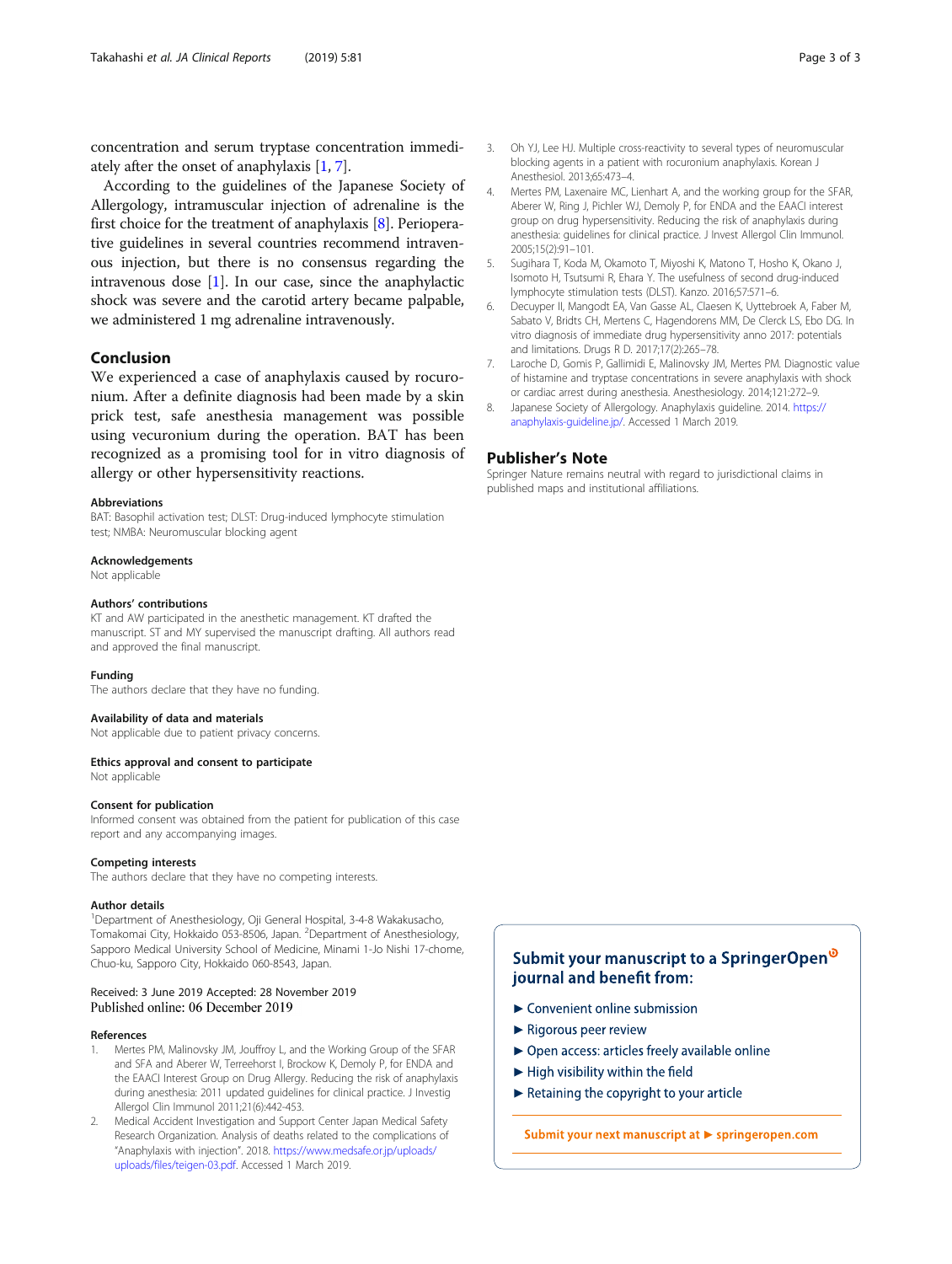concentration and serum tryptase concentration immediately after the onset of anaphylaxis [1, 7].

According to the guidelines of the Japanese Society of Allergology, intramuscular injection of adrenaline is the first choice for the treatment of anaphylaxis [8]. Perioperative guidelines in several countries recommend intravenous injection, but there is no consensus regarding the intravenous dose [1]. In our case, since the anaphylactic shock was severe and the carotid artery became palpable, we administered 1 mg adrenaline intravenously.

## Conclusion

We experienced a case of anaphylaxis caused by rocuronium. After a definite diagnosis had been made by a skin prick test, safe anesthesia management was possible using vecuronium during the operation. BAT has been recognized as a promising tool for in vitro diagnosis of allergy or other hypersensitivity reactions.

### Abbreviations

BAT: Basophil activation test; DLST: Drug-induced lymphocyte stimulation test; NMBA: Neuromuscular blocking agent

### Acknowledgements

Not applicable

### Authors' contributions

KT and AW participated in the anesthetic management. KT drafted the manuscript. ST and MY supervised the manuscript drafting. All authors read and approved the final manuscript.

### Funding

The authors declare that they have no funding.

### Availability of data and materials

Not applicable due to patient privacy concerns.

### Ethics approval and consent to participate

Not applicable

### Consent for publication

Informed consent was obtained from the patient for publication of this case report and any accompanying images.

### Competing interests

The authors declare that they have no competing interests.

### Author details

[1]Department of Anesthesiology, Oji General Hospital, 3-4-8 Wakakusacho, Tomakomai City, Hokkaido 053-8506, Japan. [2]Department of Anesthesiology, Sapporo Medical University School of Medicine, Minami 1-Jo Nishi 17-chome, Chuo-ku, Sapporo City, Hokkaido 060-8543, Japan.

Received: 3 June 2019 Accepted: 28 November 2019
Published online: 06 December 2019

### References

1. Mertes PM, Malinovsky JM, Jouffroy L, and the Working Group of the SFAR and SFA and Aberer W, Terreehorst I, Brockow K, Demoly P, for ENDA and the EAACI Interest Group on Drug Allergy. Reducing the risk of anaphylaxis during anesthesia: 2011 updated guidelines for clinical practice. J Investig Allergol Clin Immunol 2011;21(6):442-453.
2. Medical Accident Investigation and Support Center Japan Medical Safety Research Organization. Analysis of deaths related to the complications of "Anaphylaxis with injection". 2018. https://www.medsafe.or.jp/uploads/uploads/files/teigen-03.pdf. Accessed 1 March 2019.
3. Oh YJ, Lee HJ. Multiple cross-reactivity to several types of neuromuscular blocking agents in a patient with rocuronium anaphylaxis. Korean J Anesthesiol. 2013;65:473–4.
4. Mertes PM, Laxenaire MC, Lienhart A, and the working group for the SFAR, Aberer W, Ring J, Pichler WJ, Demoly P, for ENDA and the EAACI interest group on drug hypersensitivity. Reducing the risk of anaphylaxis during anesthesia: guidelines for clinical practice. J Invest Allergol Clin Immunol. 2005;15(2):91–101.
5. Sugihara T, Koda M, Okamoto T, Miyoshi K, Matono T, Hosho K, Okano J, Isomoto H, Tsutsumi R, Ehara Y. The usefulness of second drug-induced lymphocyte stimulation tests (DLST). Kanzo. 2016;57:571–6.
6. Decuyper II, Mangodt EA, Van Gasse AL, Claesen K, Uyttebroek A, Faber M, Sabato V, Bridts CH, Mertens C, Hagendorens MM, De Clerck LS, Ebo DG. In vitro diagnosis of immediate drug hypersensitivity anno 2017: potentials and limitations. Drugs R D. 2017;17(2):265–78.
7. Laroche D, Gomis P, Gallimidi E, Malinovsky JM, Mertes PM. Diagnostic value of histamine and tryptase concentrations in severe anaphylaxis with shock or cardiac arrest during anesthesia. Anesthesiology. 2014;121:272–9.
8. Japanese Society of Allergology. Anaphylaxis guideline. 2014. https://anaphylaxis-guideline.jp/. Accessed 1 March 2019.

## Publisher's Note

Springer Nature remains neutral with regard to jurisdictional claims in published maps and institutional affiliations.

**Submit your manuscript to a SpringerOpen journal and benefit from:**

- Convenient online submission
- Rigorous peer review
- Open access: articles freely available online
- High visibility within the field
- Retaining the copyright to your article

**Submit your next manuscript at ▶ springeropen.com**